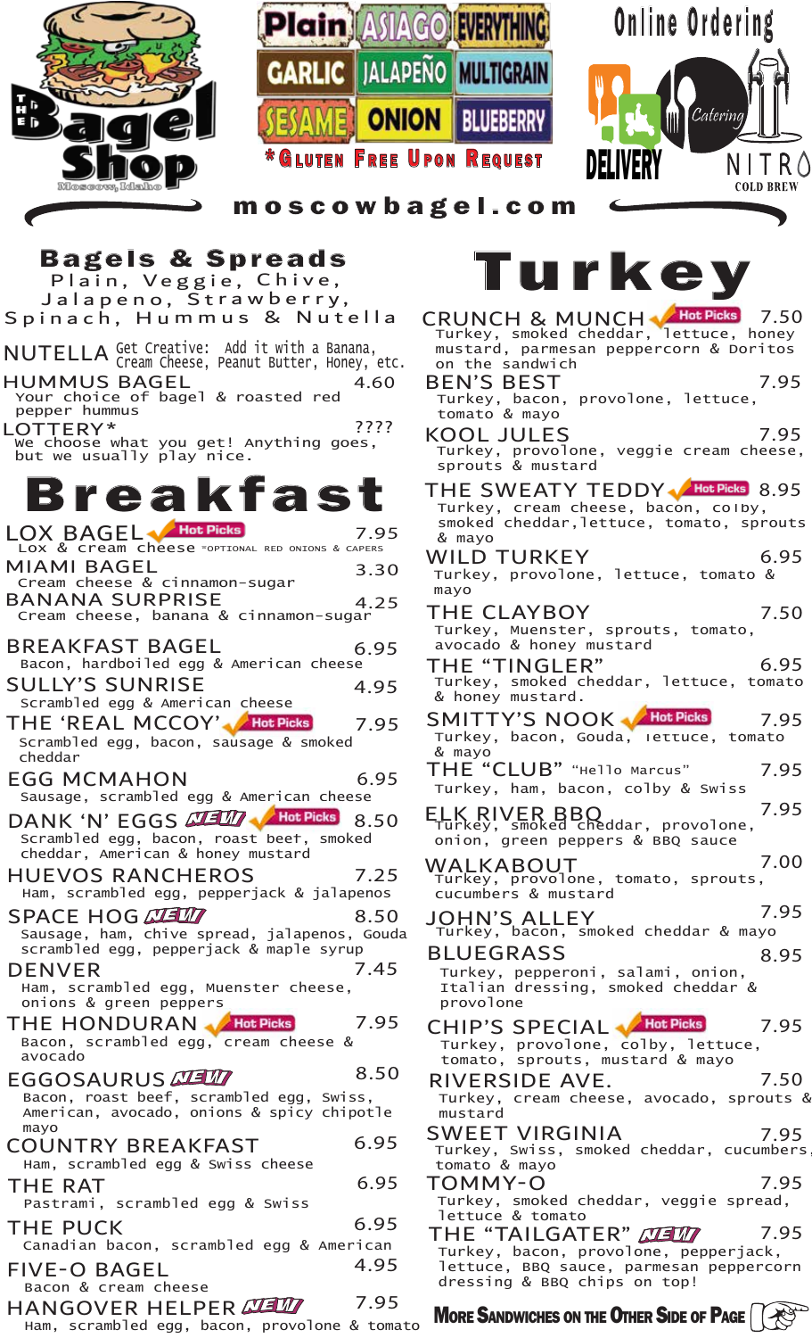# The Bagel Shop

Moscow, Idaho

Plain | Asiago | Everything | Garlic | Jalapeño | Multigrain | Sesame | Onion | Blueberry

*Gluten Free Upon Request

Online Ordering

Delivery | Catering | Nitro Cold Brew

**moscowbagel.com**

## Bagels & Spreads

Plain, Veggie, Chive, Jalapeno, Strawberry, Spinach, Hummus & Nutella

**NUTELLA** Get Creative: Add it with a Banana, Cream Cheese, Peanut Butter, Honey, etc.

**HUMMUS BAGEL** 4.60
Your choice of bagel & roasted red pepper hummus

**LOTTERY*** ????
We choose what you get! Anything goes, but we usually play nice.

## Breakfast

**LOX BAGEL** Hot Picks 7.95
Lox & cream cheese *OPTIONAL RED ONIONS & CAPERS

**MIAMI BAGEL** 3.30
Cream cheese & cinnamon-sugar

**BANANA SURPRISE** 4.25
Cream cheese, banana & cinnamon-sugar

**BREAKFAST BAGEL** 6.95
Bacon, hardboiled egg & American cheese

**SULLY'S SUNRISE** 4.95
Scrambled egg & American cheese

**THE 'REAL MCCOY'** Hot Picks 7.95
Scrambled egg, bacon, sausage & smoked cheddar

**EGG MCMAHON** 6.95
Sausage, scrambled egg & American cheese

**DANK 'N' EGGS** NEW! Hot Picks 8.50
Scrambled egg, bacon, roast beef, smoked cheddar, American & honey mustard

**HUEVOS RANCHEROS** 7.25
Ham, scrambled egg, pepperjack & jalapenos

**SPACE HOG** NEW! 8.50
Sausage, ham, chive spread, jalapenos, Gouda scrambled egg, pepperjack & maple syrup

**DENVER** 7.45
Ham, scrambled egg, Muenster cheese, onions & green peppers

**THE HONDURAN** Hot Picks 7.95
Bacon, scrambled egg, cream cheese & avocado

**EGGOSAURUS** NEW! 8.50
Bacon, roast beef, scrambled egg, Swiss, American, avocado, onions & spicy chipotle mayo

**COUNTRY BREAKFAST** 6.95
Ham, scrambled egg & Swiss cheese

**THE RAT** 6.95
Pastrami, scrambled egg & Swiss

**THE PUCK** 6.95
Canadian bacon, scrambled egg & American

**FIVE-O BAGEL** 4.95
Bacon & cream cheese

**HANGOVER HELPER** NEW! 7.95
Ham, scrambled egg, bacon, provolone & tomato

## Turkey

**CRUNCH & MUNCH** Hot Picks 7.50
Turkey, smoked cheddar, lettuce, honey mustard, parmesan peppercorn & Doritos on the sandwich

**BEN'S BEST** 7.95
Turkey, bacon, provolone, lettuce, tomato & mayo

**KOOL JULES** 7.95
Turkey, provolone, veggie cream cheese, sprouts & mustard

**THE SWEATY TEDDY** Hot Picks 8.95
Turkey, cream cheese, bacon, colby, smoked cheddar, lettuce, tomato, sprouts & mayo

**WILD TURKEY** 6.95
Turkey, provolone, lettuce, tomato & mayo

**THE CLAYBOY** 7.50
Turkey, Muenster, sprouts, tomato, avocado & honey mustard

**THE "TINGLER"** 6.95
Turkey, smoked cheddar, lettuce, tomato & honey mustard.

**SMITTY'S NOOK** Hot Picks 7.95
Turkey, bacon, Gouda, lettuce, tomato & mayo

**THE "CLUB"** "Hello Marcus" 7.95
Turkey, ham, bacon, colby & Swiss

**ELK RIVER BBQ** 7.95
Turkey, smoked cheddar, provolone, onion, green peppers & BBQ sauce

**WALKABOUT** 7.00
Turkey, provolone, tomato, sprouts, cucumbers & mustard

**JOHN'S ALLEY** 7.95
Turkey, bacon, smoked cheddar & mayo

**BLUEGRASS** 8.95
Turkey, pepperoni, salami, onion, Italian dressing, smoked cheddar & provolone

**CHIP'S SPECIAL** Hot Picks 7.95
Turkey, provolone, colby, lettuce, tomato, sprouts, mustard & mayo

**RIVERSIDE AVE.** 7.50
Turkey, cream cheese, avocado, sprouts & mustard

**SWEET VIRGINIA** 7.95
Turkey, Swiss, smoked cheddar, cucumbers, tomato & mayo

**TOMMY-O** 7.95
Turkey, smoked cheddar, veggie spread, lettuce & tomato

**THE "TAILGATER"** NEW! 7.95
Turkey, bacon, provolone, pepperjack, lettuce, BBQ sauce, parmesan peppercorn dressing & BBQ chips on top!

**More Sandwiches on the Other Side of Page**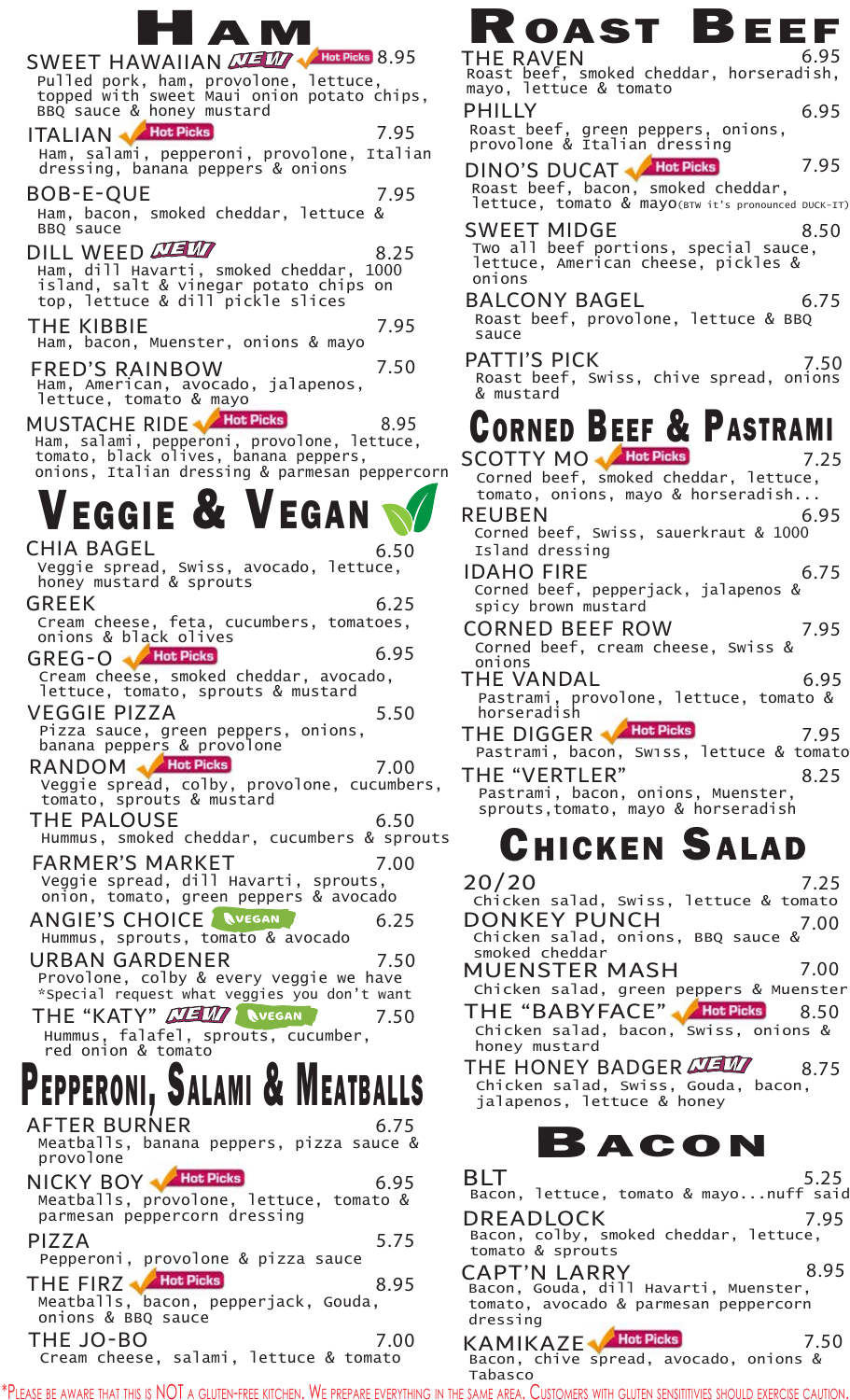# HAM

**SWEET HAWAIIAN** NEW Hot Picks 8.95
Pulled pork, ham, provolone, lettuce, topped with sweet Maui onion potato chips, BBQ sauce & honey mustard

**ITALIAN** Hot Picks 7.95
Ham, salami, pepperoni, provolone, Italian dressing, banana peppers & onions

**BOB-E-QUE** 7.95
Ham, bacon, smoked cheddar, lettuce & BBQ sauce

**DILL WEED** NEW 8.25
Ham, dill Havarti, smoked cheddar, 1000 island, salt & vinegar potato chips on top, lettuce & dill pickle slices

**THE KIBBIE** 7.95
Ham, bacon, Muenster, onions & mayo

**FRED'S RAINBOW** 7.50
Ham, American, avocado, jalapenos, lettuce, tomato & mayo

**MUSTACHE RIDE** Hot Picks 8.95
Ham, salami, pepperoni, provolone, lettuce, tomato, black olives, banana peppers, onions, Italian dressing & parmesan peppercorn

# VEGGIE & VEGAN

**CHIA BAGEL** 6.50
Veggie spread, Swiss, avocado, lettuce, honey mustard & sprouts

**GREEK** 6.25
Cream cheese, feta, cucumbers, tomatoes, onions & black olives

**GREG-O** Hot Picks 6.95
Cream cheese, smoked cheddar, avocado, lettuce, tomato, sprouts & mustard

**VEGGIE PIZZA** 5.50
Pizza sauce, green peppers, onions, banana peppers & provolone

**RANDOM** Hot Picks 7.00
Veggie spread, colby, provolone, cucumbers, tomato, sprouts & mustard

**THE PALOUSE** 6.50
Hummus, smoked cheddar, cucumbers & sprouts

**FARMER'S MARKET** 7.00
Veggie spread, dill Havarti, sprouts, onion, tomato, green peppers & avocado

**ANGIE'S CHOICE** VEGAN 6.25
Hummus, sprouts, tomato & avocado

**URBAN GARDENER** 7.50
Provolone, colby & every veggie we have
*Special request what veggies you don't want

**THE "KATY"** NEW VEGAN 7.50
Hummus, falafel, sprouts, cucumber, red onion & tomato

# PEPPERONI, SALAMI & MEATBALLS

**AFTER BURNER** 6.75
Meatballs, banana peppers, pizza sauce & provolone

**NICKY BOY** Hot Picks 6.95
Meatballs, provolone, lettuce, tomato & parmesan peppercorn dressing

**PIZZA** 5.75
Pepperoni, provolone & pizza sauce

**THE FIRZ** Hot Picks 8.95
Meatballs, bacon, pepperjack, Gouda, onions & BBQ sauce

**THE JO-BO** 7.00
Cream cheese, salami, lettuce & tomato

# ROAST BEEF

**THE RAVEN** 6.95
Roast beef, smoked cheddar, horseradish, mayo, lettuce & tomato

**PHILLY** 6.95
Roast beef, green peppers, onions, provolone & Italian dressing

**DINO'S DUCAT** Hot Picks 7.95
Roast beef, bacon, smoked cheddar, lettuce, tomato & mayo (BTW it's pronounced DUCK-IT)

**SWEET MIDGE** 8.50
Two all beef portions, special sauce, lettuce, American cheese, pickles & onions

**BALCONY BAGEL** 6.75
Roast beef, provolone, lettuce & BBQ sauce

**PATTI'S PICK** 7.50
Roast beef, Swiss, chive spread, onions & mustard

# CORNED BEEF & PASTRAMI

**SCOTTY MO** Hot Picks 7.25
Corned beef, smoked cheddar, lettuce, tomato, onions, mayo & horseradish...

**REUBEN** 6.95
Corned beef, Swiss, sauerkraut & 1000 Island dressing

**IDAHO FIRE** 6.75
Corned beef, pepperjack, jalapenos & spicy brown mustard

**CORNED BEEF ROW** 7.95
Corned beef, cream cheese, Swiss & onions

**THE VANDAL** 6.95
Pastrami, provolone, lettuce, tomato & horseradish

**THE DIGGER** Hot Picks 7.95
Pastrami, bacon, Swiss, lettuce & tomato

**THE "VERTLER"** 8.25
Pastrami, bacon, onions, Muenster, sprouts, tomato, mayo & horseradish

# CHICKEN SALAD

**20/20** 7.25
Chicken salad, Swiss, lettuce & tomato

**DONKEY PUNCH** 7.00
Chicken salad, onions, BBQ sauce & smoked cheddar

**MUENSTER MASH** 7.00
Chicken salad, green peppers & Muenster

**THE "BABYFACE"** Hot Picks 8.50
Chicken salad, bacon, Swiss, onions & honey mustard

**THE HONEY BADGER** NEW 8.75
Chicken salad, Swiss, Gouda, bacon, jalapenos, lettuce & honey

# BACON

**BLT** 5.25
Bacon, lettuce, tomato & mayo...nuff said

**DREADLOCK** 7.95
Bacon, colby, smoked cheddar, lettuce, tomato & sprouts

**CAPT'N LARRY** 8.95
Bacon, Gouda, dill Havarti, Muenster, tomato, avocado & parmesan peppercorn dressing

**KAMIKAZE** Hot Picks 7.50
Bacon, chive spread, avocado, onions & Tabasco

*Please be aware that this is NOT a gluten-free kitchen. We prepare everything in the same area. Customers with gluten sensitivities should exercise caution.